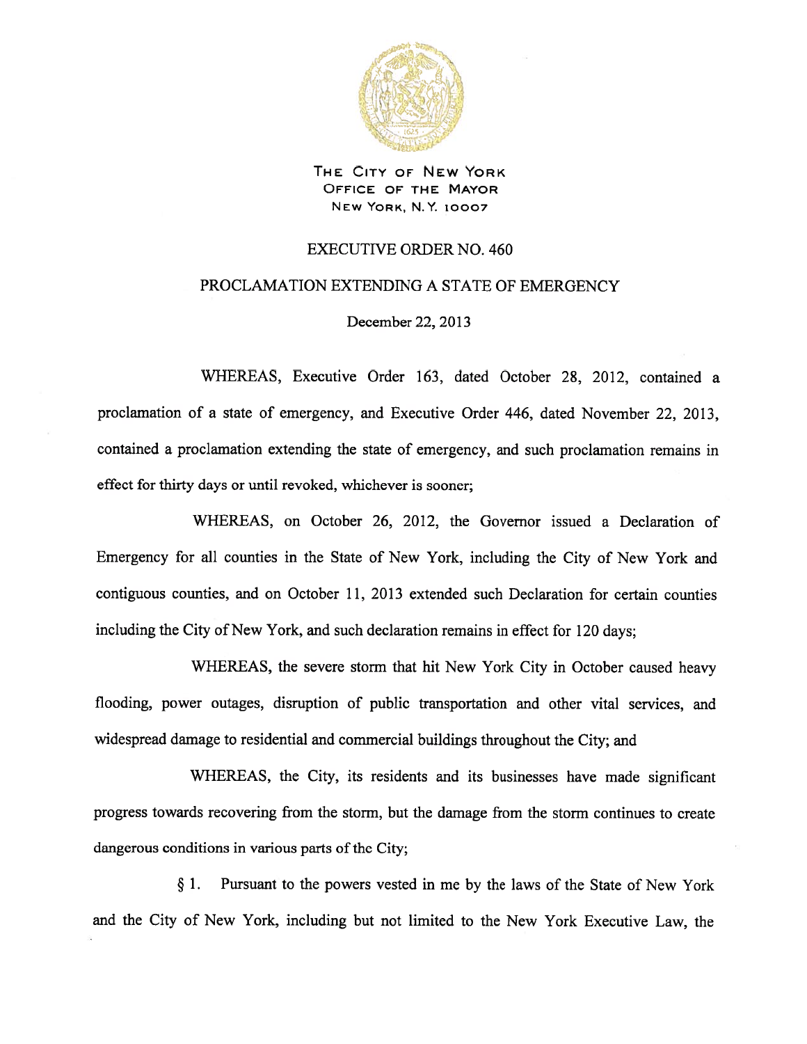THE CITY OF NEW YORK
OFFICE OF THE MAYOR
NEW YORK, N.Y. 10007

# EXECUTIVE ORDER NO. 460

## PROCLAMATION EXTENDING A STATE OF EMERGENCY

December 22, 2013

WHEREAS, Executive Order 163, dated October 28, 2012, contained a proclamation of a state of emergency, and Executive Order 446, dated November 22, 2013, contained a proclamation extending the state of emergency, and such proclamation remains in effect for thirty days or until revoked, whichever is sooner;

WHEREAS, on October 26, 2012, the Governor issued a Declaration of Emergency for all counties in the State of New York, including the City of New York and contiguous counties, and on October 11, 2013 extended such Declaration for certain counties including the City of New York, and such declaration remains in effect for 120 days;

WHEREAS, the severe storm that hit New York City in October caused heavy flooding, power outages, disruption of public transportation and other vital services, and widespread damage to residential and commercial buildings throughout the City; and

WHEREAS, the City, its residents and its businesses have made significant progress towards recovering from the storm, but the damage from the storm continues to create dangerous conditions in various parts of the City;

§ 1. Pursuant to the powers vested in me by the laws of the State of New York and the City of New York, including but not limited to the New York Executive Law, the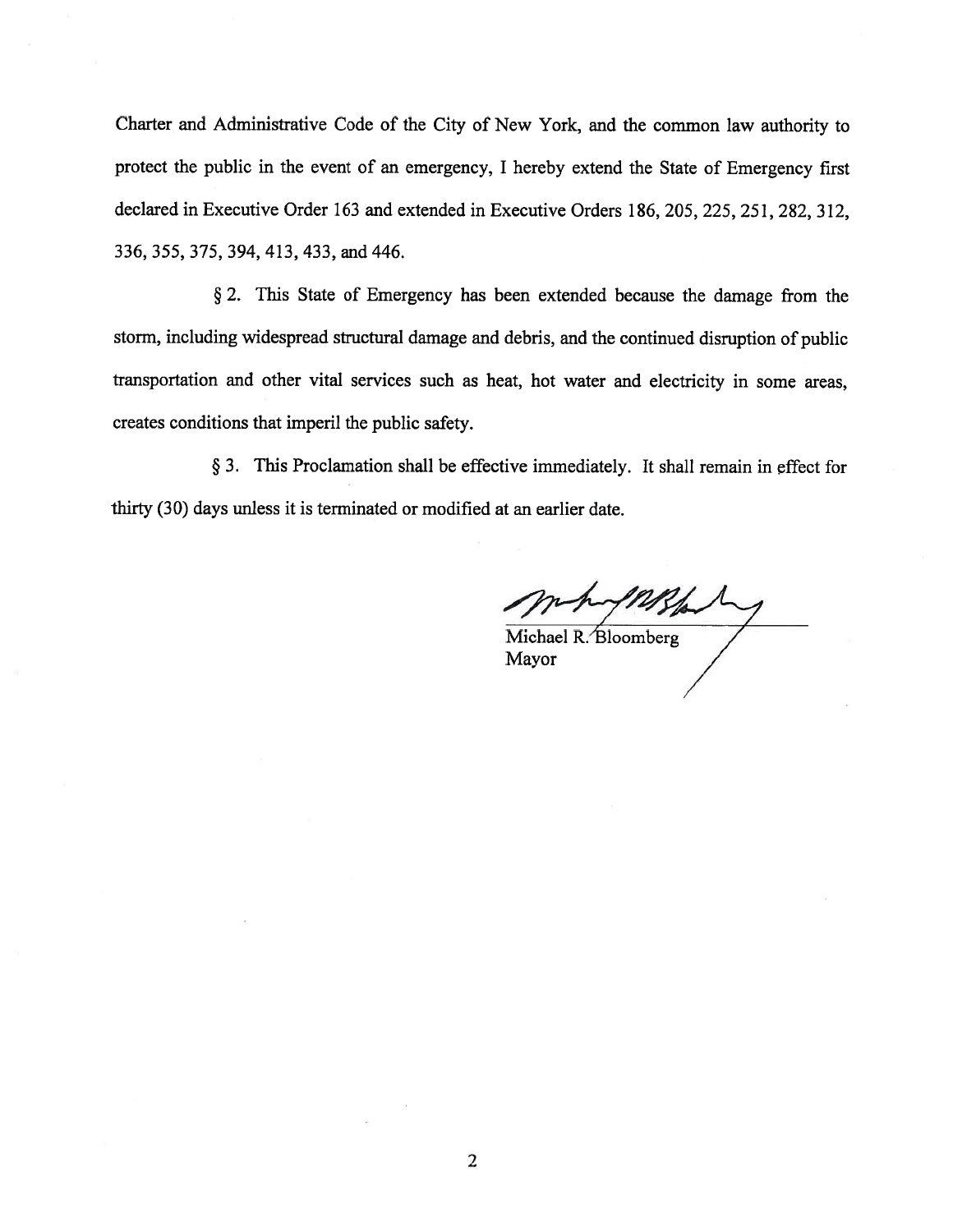Charter and Administrative Code of the City of New York, and the common law authority to protect the public in the event of an emergency, I hereby extend the State of Emergency first declared in Executive Order 163 and extended in Executive Orders 186, 205, 225, 251, 282, 312, 336, 355, 375, 394, 413, 433, and 446.

§ 2. This State of Emergency has been extended because the damage from the storm, including widespread structural damage and debris, and the continued disruption of public transportation and other vital services such as heat, hot water and electricity in some areas, creates conditions that imperil the public safety.

§ 3. This Proclamation shall be effective immediately. It shall remain in effect for thirty (30) days unless it is terminated or modified at an earlier date.

Michael R. Bloomberg
Mayor